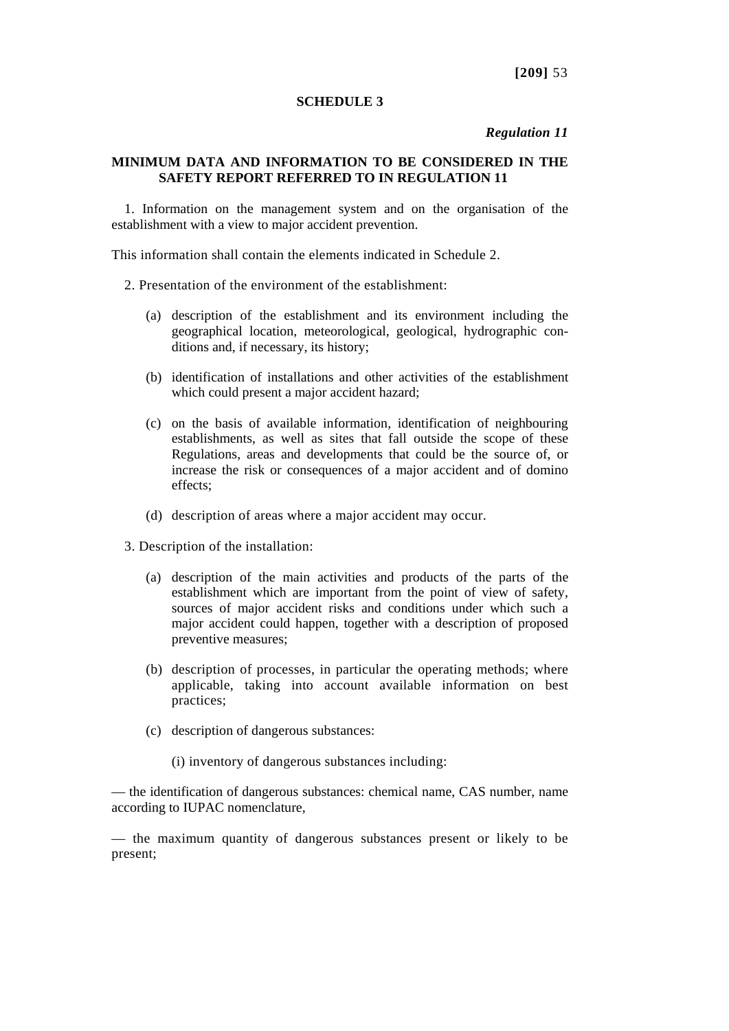## SCHEDULE 3

*Regulation 11*

### MINIMUM DATA AND INFORMATION TO BE CONSIDERED IN THE SAFETY REPORT REFERRED TO IN REGULATION 11

1. Information on the management system and on the organisation of the establishment with a view to major accident prevention.

This information shall contain the elements indicated in Schedule 2.

2. Presentation of the environment of the establishment:

(a) description of the establishment and its environment including the geographical location, meteorological, geological, hydrographic conditions and, if necessary, its history;

(b) identification of installations and other activities of the establishment which could present a major accident hazard;

(c) on the basis of available information, identification of neighbouring establishments, as well as sites that fall outside the scope of these Regulations, areas and developments that could be the source of, or increase the risk or consequences of a major accident and of domino effects;

(d) description of areas where a major accident may occur.

3. Description of the installation:

(a) description of the main activities and products of the parts of the establishment which are important from the point of view of safety, sources of major accident risks and conditions under which such a major accident could happen, together with a description of proposed preventive measures;

(b) description of processes, in particular the operating methods; where applicable, taking into account available information on best practices;

(c) description of dangerous substances:

(i) inventory of dangerous substances including:

— the identification of dangerous substances: chemical name, CAS number, name according to IUPAC nomenclature,

— the maximum quantity of dangerous substances present or likely to be present;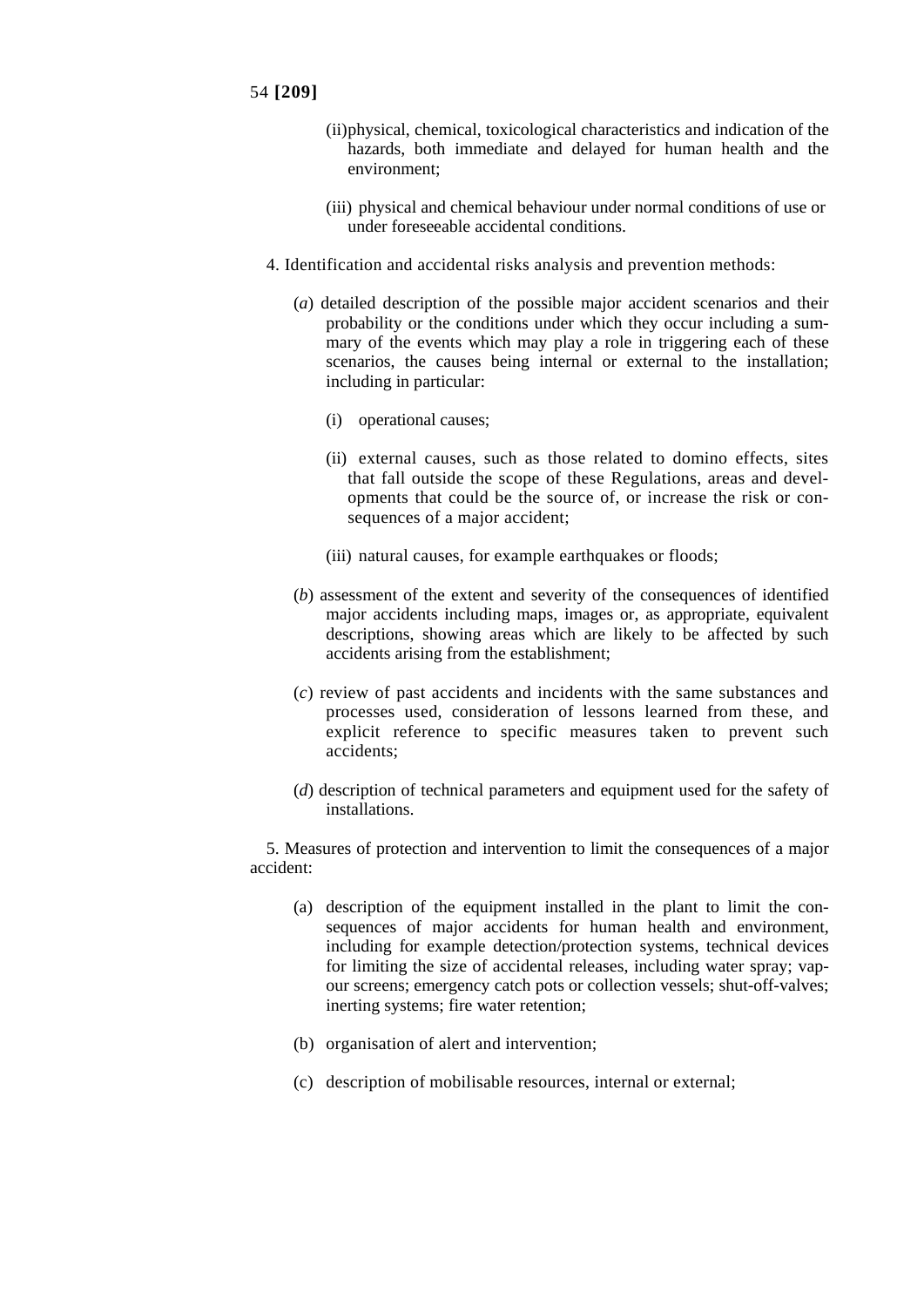(ii) physical, chemical, toxicological characteristics and indication of the hazards, both immediate and delayed for human health and the environment;

(iii) physical and chemical behaviour under normal conditions of use or under foreseeable accidental conditions.

4. Identification and accidental risks analysis and prevention methods:

(*a*) detailed description of the possible major accident scenarios and their probability or the conditions under which they occur including a summary of the events which may play a role in triggering each of these scenarios, the causes being internal or external to the installation; including in particular:

(i) operational causes;

(ii) external causes, such as those related to domino effects, sites that fall outside the scope of these Regulations, areas and developments that could be the source of, or increase the risk or consequences of a major accident;

(iii) natural causes, for example earthquakes or floods;

(*b*) assessment of the extent and severity of the consequences of identified major accidents including maps, images or, as appropriate, equivalent descriptions, showing areas which are likely to be affected by such accidents arising from the establishment;

(*c*) review of past accidents and incidents with the same substances and processes used, consideration of lessons learned from these, and explicit reference to specific measures taken to prevent such accidents;

(*d*) description of technical parameters and equipment used for the safety of installations.

5. Measures of protection and intervention to limit the consequences of a major accident:

(a) description of the equipment installed in the plant to limit the consequences of major accidents for human health and environment, including for example detection/protection systems, technical devices for limiting the size of accidental releases, including water spray; vapour screens; emergency catch pots or collection vessels; shut-off-valves; inerting systems; fire water retention;

(b) organisation of alert and intervention;

(c) description of mobilisable resources, internal or external;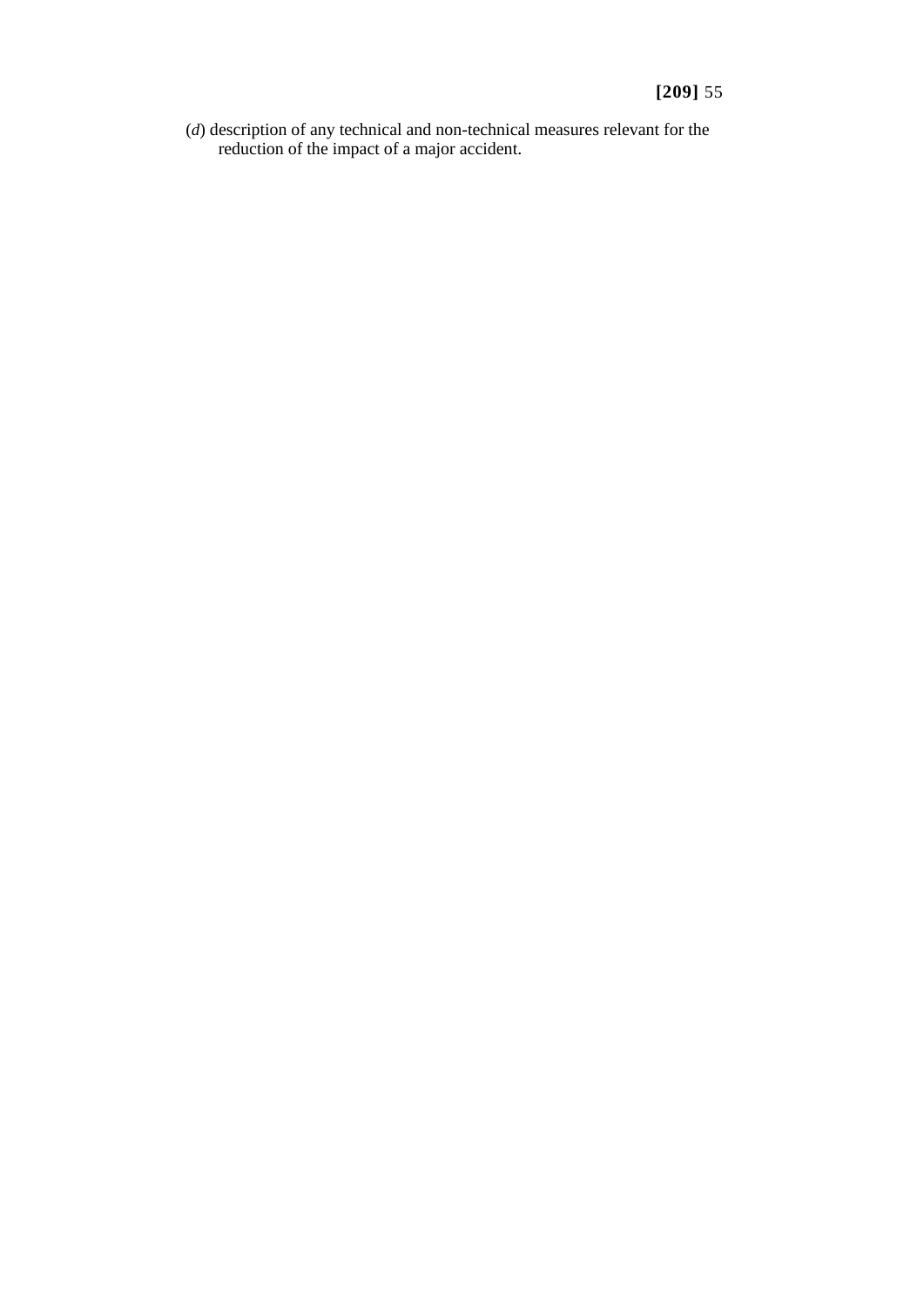(*d*) description of any technical and non-technical measures relevant for the reduction of the impact of a major accident.